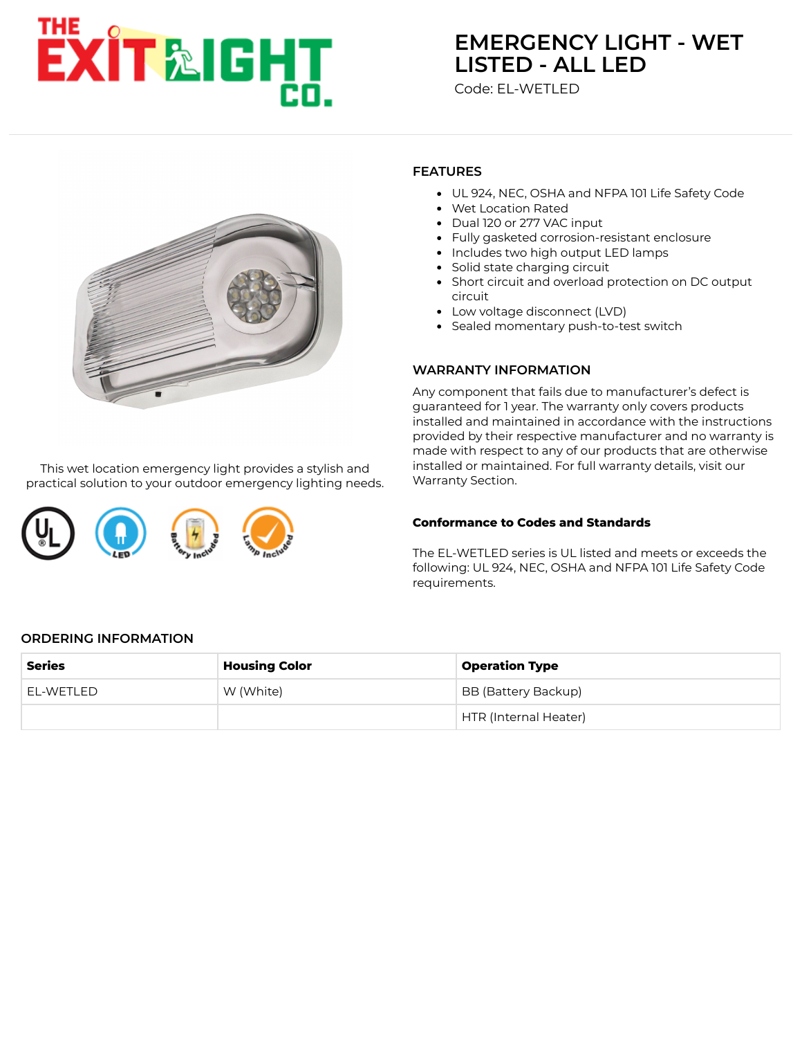# EMERGENCY LIGHT - WET LISTED - ALL LED

Code: EL-WETLED

This wet location emergency light provides a stylish and practical solution to your outdoor emergency lighting needs.

## FEATURES

- UL 924, NEC, OSHA and NFPA 101 Life Safety Code
- Wet Location Rated
- Dual 120 or 277 VAC input
- Fully gasketed corrosion-resistant enclosure
- Includes two high output LED lamps
- Solid state charging circuit
- Short circuit and overload protection on DC output circuit
- Low voltage disconnect (LVD)
- Sealed momentary push-to-test switch

## WARRANTY INFORMATION

Any component that fails due to manufacturer's defect is guaranteed for 1 year. The warranty only covers products installed and maintained in accordance with the instructions provided by their respective manufacturer and no warranty is made with respect to any of our products that are otherwise installed or maintained. For full warranty details, visit our Warranty Section.

### Conformance to Codes and Standards

The EL-WETLED series is UL listed and meets or exceeds the following: UL 924, NEC, OSHA and NFPA 101 Life Safety Code requirements.

## ORDERING INFORMATION

| Series | Housing Color | Operation Type |
| --- | --- | --- |
| EL-WETLED | W (White) | BB (Battery Backup) |
| | | HTR (Internal Heater) |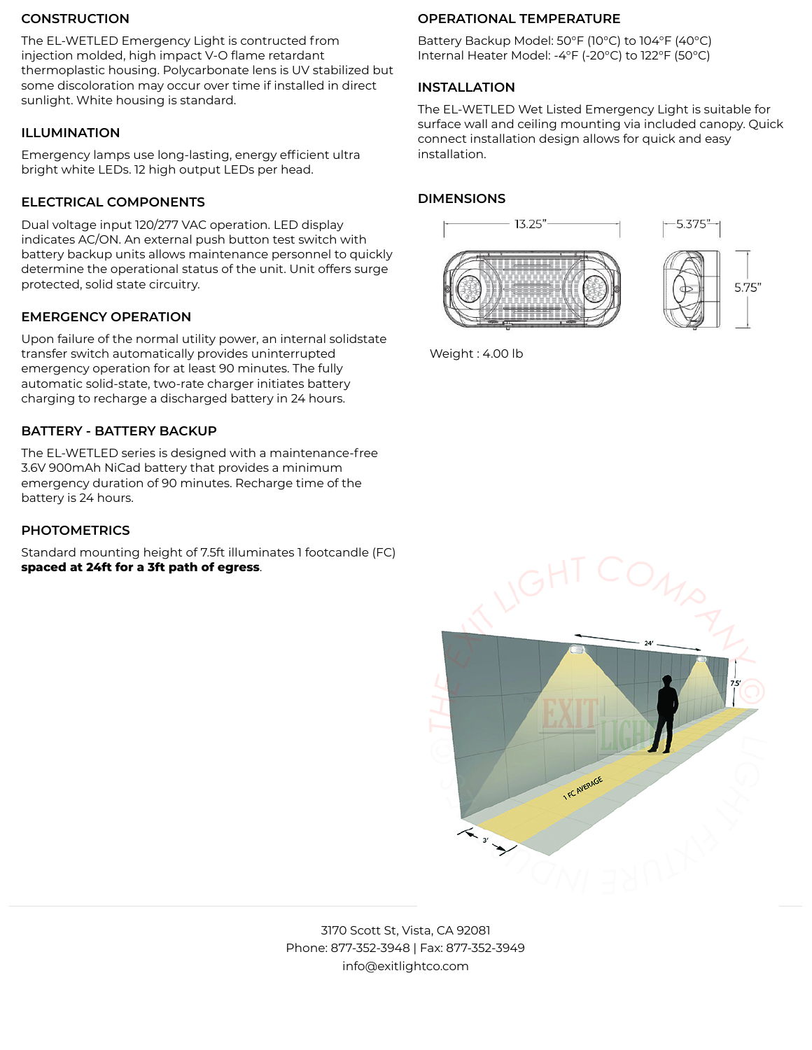## CONSTRUCTION

The EL-WETLED Emergency Light is contructed from injection molded, high impact V-O flame retardant thermoplastic housing. Polycarbonate lens is UV stabilized but some discoloration may occur over time if installed in direct sunlight. White housing is standard.

## ILLUMINATION

Emergency lamps use long-lasting, energy efficient ultra bright white LEDs. 12 high output LEDs per head.

## ELECTRICAL COMPONENTS

Dual voltage input 120/277 VAC operation. LED display indicates AC/ON. An external push button test switch with battery backup units allows maintenance personnel to quickly determine the operational status of the unit. Unit offers surge protected, solid state circuitry.

## EMERGENCY OPERATION

Upon failure of the normal utility power, an internal solidstate transfer switch automatically provides uninterrupted emergency operation for at least 90 minutes. The fully automatic solid-state, two-rate charger initiates battery charging to recharge a discharged battery in 24 hours.

## BATTERY - BATTERY BACKUP

The EL-WETLED series is designed with a maintenance-free 3.6V 900mAh NiCad battery that provides a minimum emergency duration of 90 minutes. Recharge time of the battery is 24 hours.

## PHOTOMETRICS

Standard mounting height of 7.5ft illuminates 1 footcandle (FC) **spaced at 24ft for a 3ft path of egress**.

## OPERATIONAL TEMPERATURE

Battery Backup Model: 50°F (10°C) to 104°F (40°C)
Internal Heater Model: -4°F (-20°C) to 122°F (50°C)

## INSTALLATION

The EL-WETLED Wet Listed Emergency Light is suitable for surface wall and ceiling mounting via included canopy. Quick connect installation design allows for quick and easy installation.

## DIMENSIONS

13.25"

5.375"

5.75"

Weight : 4.00 lb

24'

7.5'

1 FC AVERAGE

3'

3170 Scott St, Vista, CA 92081
Phone: 877-352-3948 | Fax: 877-352-3949
info@exitlightco.com